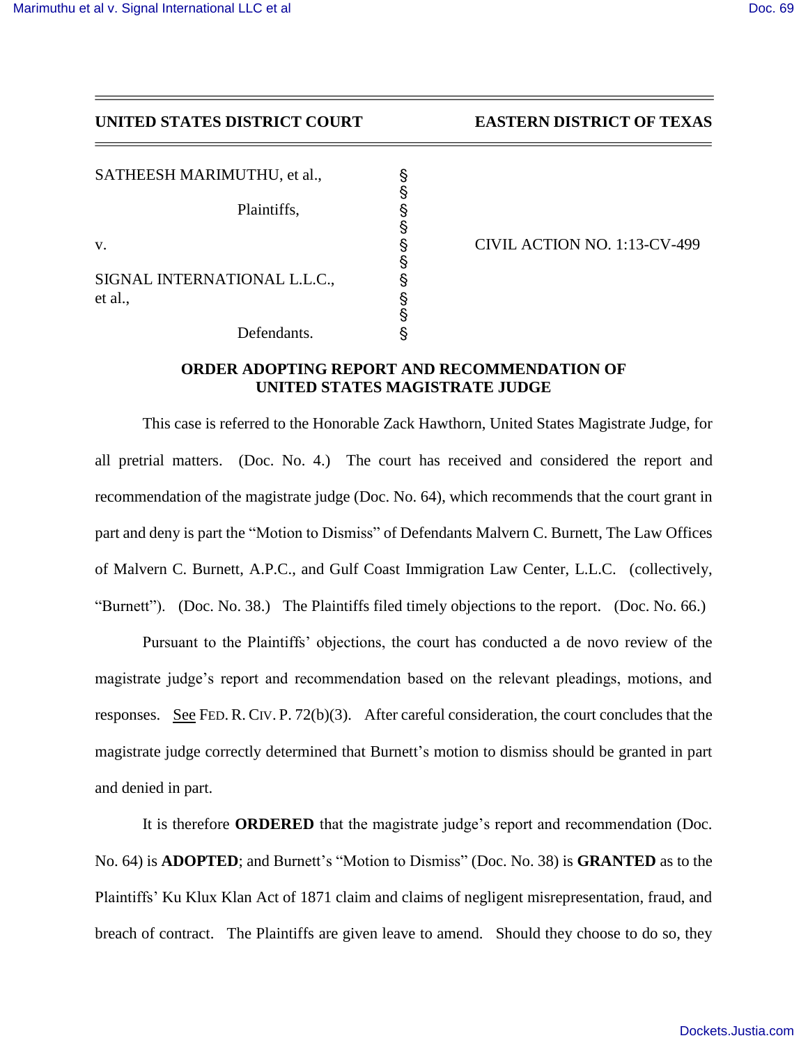**UNITED STATES DISTRICT COURT** **EASTERN DISTRICT OF TEXAS**

| | | |
|---|---|---|
| SATHEESH MARIMUTHU, et al., | § | |
| | § | |
| Plaintiffs, | § | |
| | § | |
| v. | § | CIVIL ACTION NO. 1:13-CV-499 |
| | § | |
| SIGNAL INTERNATIONAL L.L.C., et al., | § | |
| | § | |
| Defendants. | § | |

**ORDER ADOPTING REPORT AND RECOMMENDATION OF UNITED STATES MAGISTRATE JUDGE**

This case is referred to the Honorable Zack Hawthorn, United States Magistrate Judge, for all pretrial matters. (Doc. No. 4.) The court has received and considered the report and recommendation of the magistrate judge (Doc. No. 64), which recommends that the court grant in part and deny is part the "Motion to Dismiss" of Defendants Malvern C. Burnett, The Law Offices of Malvern C. Burnett, A.P.C., and Gulf Coast Immigration Law Center, L.L.C. (collectively, "Burnett"). (Doc. No. 38.) The Plaintiffs filed timely objections to the report. (Doc. No. 66.)

Pursuant to the Plaintiffs' objections, the court has conducted a de novo review of the magistrate judge's report and recommendation based on the relevant pleadings, motions, and responses. See FED. R. CIV. P. 72(b)(3). After careful consideration, the court concludes that the magistrate judge correctly determined that Burnett's motion to dismiss should be granted in part and denied in part.

It is therefore **ORDERED** that the magistrate judge's report and recommendation (Doc. No. 64) is **ADOPTED**; and Burnett's "Motion to Dismiss" (Doc. No. 38) is **GRANTED** as to the Plaintiffs' Ku Klux Klan Act of 1871 claim and claims of negligent misrepresentation, fraud, and breach of contract. The Plaintiffs are given leave to amend. Should they choose to do so, they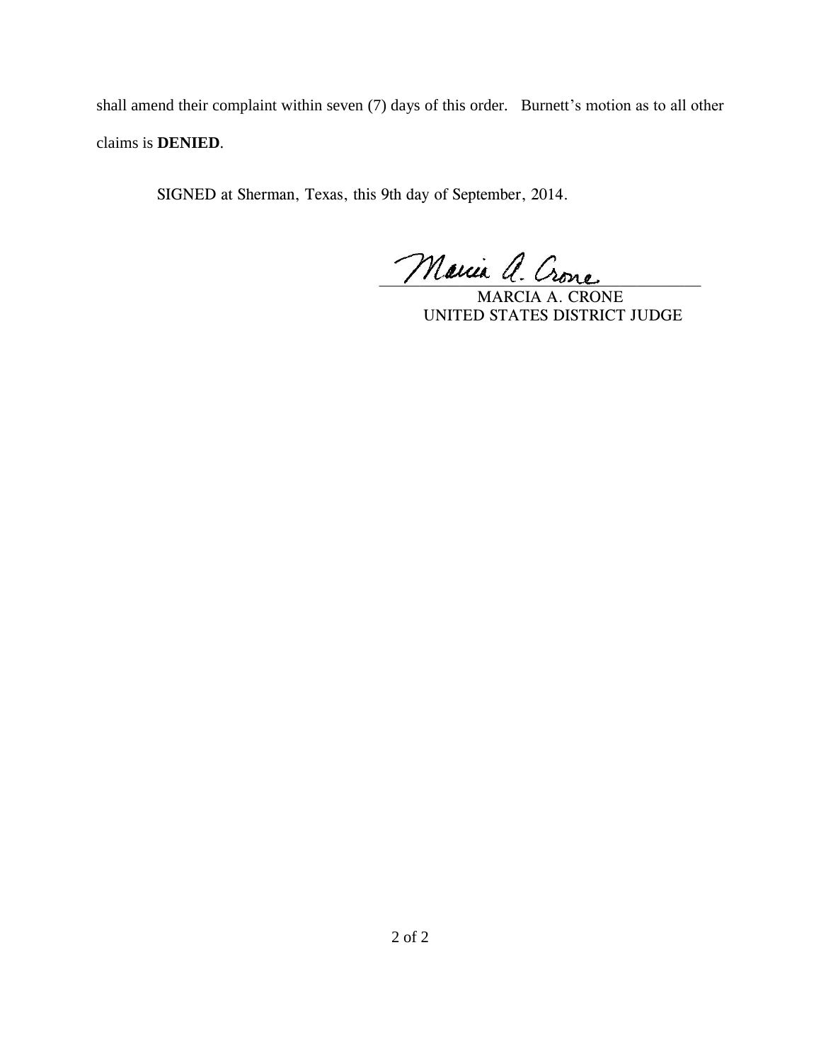shall amend their complaint within seven (7) days of this order. Burnett's motion as to all other claims is **DENIED**.

SIGNED at Sherman, Texas, this 9th day of September, 2014.

Marcia A. Crone

MARCIA A. CRONE
UNITED STATES DISTRICT JUDGE